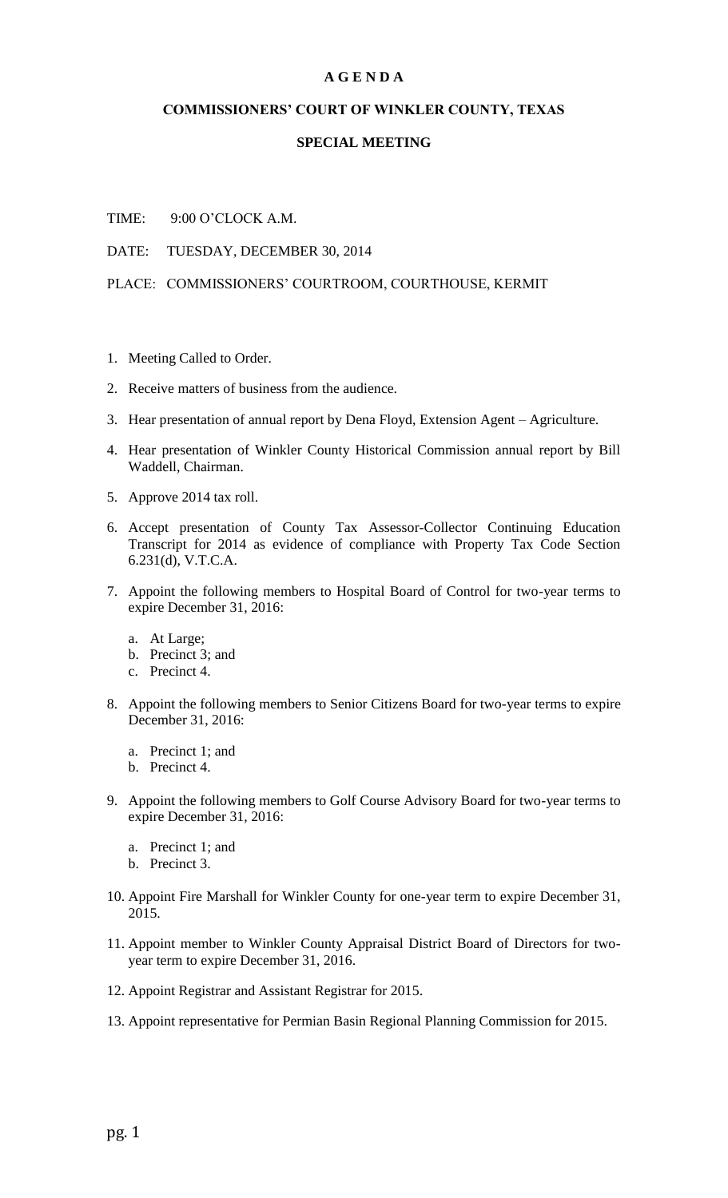# A G E N D A

## COMMISSIONERS' COURT OF WINKLER COUNTY, TEXAS

## SPECIAL MEETING

TIME: 9:00 O'CLOCK A.M.

DATE: TUESDAY, DECEMBER 30, 2014

PLACE: COMMISSIONERS' COURTROOM, COURTHOUSE, KERMIT

1. Meeting Called to Order.
2. Receive matters of business from the audience.
3. Hear presentation of annual report by Dena Floyd, Extension Agent – Agriculture.
4. Hear presentation of Winkler County Historical Commission annual report by Bill Waddell, Chairman.
5. Approve 2014 tax roll.
6. Accept presentation of County Tax Assessor-Collector Continuing Education Transcript for 2014 as evidence of compliance with Property Tax Code Section 6.231(d), V.T.C.A.
7. Appoint the following members to Hospital Board of Control for two-year terms to expire December 31, 2016:
   a. At Large;
   b. Precinct 3; and
   c. Precinct 4.
8. Appoint the following members to Senior Citizens Board for two-year terms to expire December 31, 2016:
   a. Precinct 1; and
   b. Precinct 4.
9. Appoint the following members to Golf Course Advisory Board for two-year terms to expire December 31, 2016:
   a. Precinct 1; and
   b. Precinct 3.
10. Appoint Fire Marshall for Winkler County for one-year term to expire December 31, 2015.
11. Appoint member to Winkler County Appraisal District Board of Directors for two-year term to expire December 31, 2016.
12. Appoint Registrar and Assistant Registrar for 2015.
13. Appoint representative for Permian Basin Regional Planning Commission for 2015.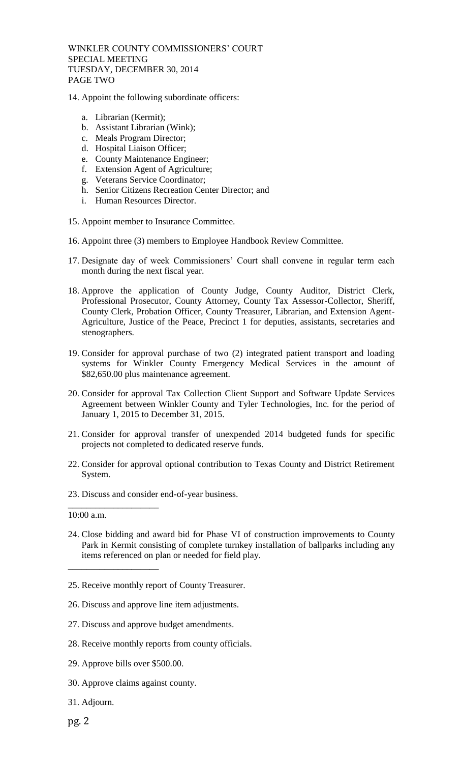14. Appoint the following subordinate officers:

    a. Librarian (Kermit);
    b. Assistant Librarian (Wink);
    c. Meals Program Director;
    d. Hospital Liaison Officer;
    e. County Maintenance Engineer;
    f. Extension Agent of Agriculture;
    g. Veterans Service Coordinator;
    h. Senior Citizens Recreation Center Director; and
    i. Human Resources Director.

15. Appoint member to Insurance Committee.

16. Appoint three (3) members to Employee Handbook Review Committee.

17. Designate day of week Commissioners' Court shall convene in regular term each month during the next fiscal year.

18. Approve the application of County Judge, County Auditor, District Clerk, Professional Prosecutor, County Attorney, County Tax Assessor-Collector, Sheriff, County Clerk, Probation Officer, County Treasurer, Librarian, and Extension Agent-Agriculture, Justice of the Peace, Precinct 1 for deputies, assistants, secretaries and stenographers.

19. Consider for approval purchase of two (2) integrated patient transport and loading systems for Winkler County Emergency Medical Services in the amount of $82,650.00 plus maintenance agreement.

20. Consider for approval Tax Collection Client Support and Software Update Services Agreement between Winkler County and Tyler Technologies, Inc. for the period of January 1, 2015 to December 31, 2015.

21. Consider for approval transfer of unexpended 2014 budgeted funds for specific projects not completed to dedicated reserve funds.

22. Consider for approval optional contribution to Texas County and District Retirement System.

23. Discuss and consider end-of-year business.

___________________

10:00 a.m.

24. Close bidding and award bid for Phase VI of construction improvements to County Park in Kermit consisting of complete turnkey installation of ballparks including any items referenced on plan or needed for field play.

___________________

25. Receive monthly report of County Treasurer.

26. Discuss and approve line item adjustments.

27. Discuss and approve budget amendments.

28. Receive monthly reports from county officials.

29. Approve bills over $500.00.

30. Approve claims against county.

31. Adjourn.